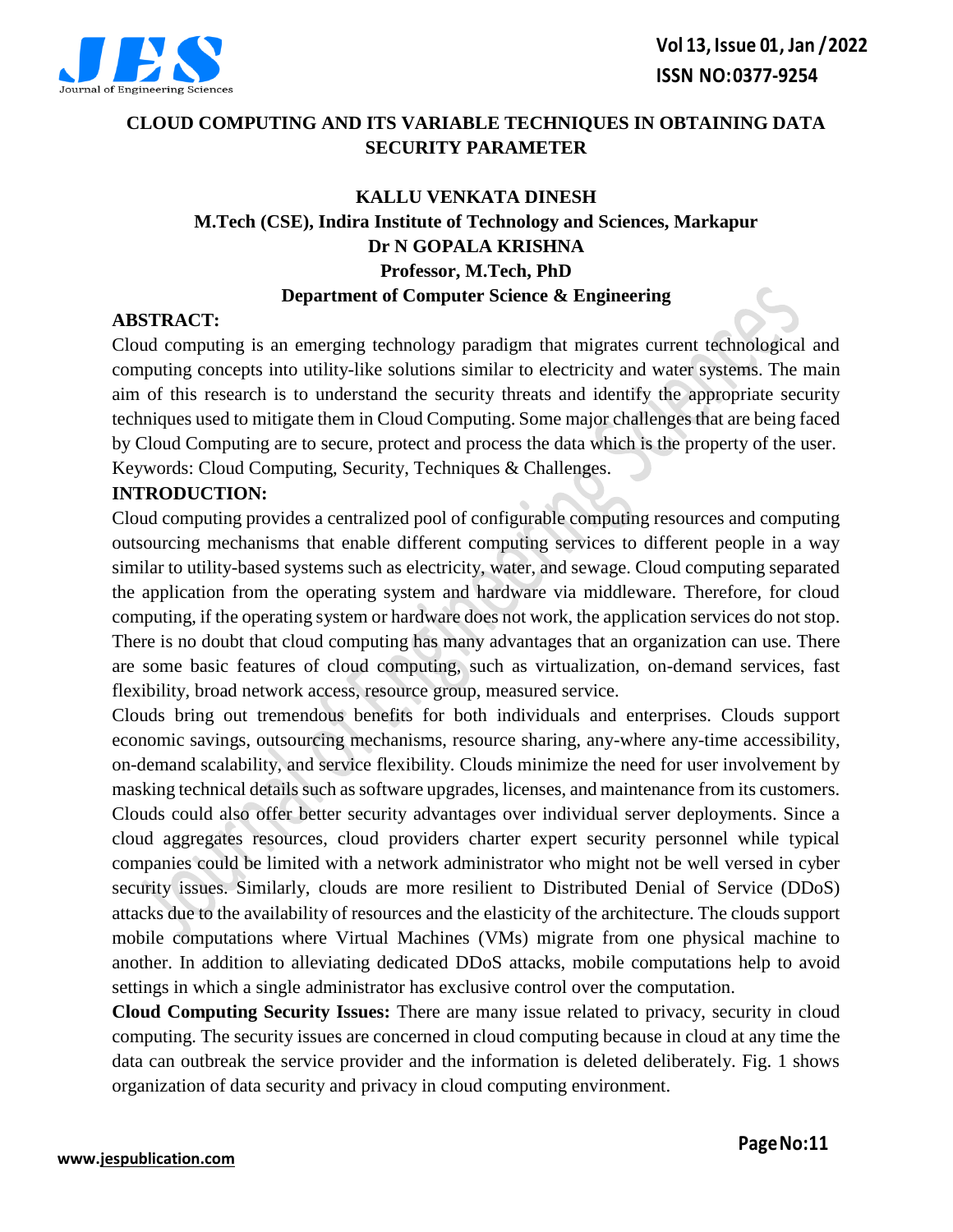# CLOUD COMPUTING AND ITS VARIABLE TECHNIQUES IN OBTAINING DATA SECURITY PARAMETER

**KALLU VENKATA DINESH**
**M.Tech (CSE), Indira Institute of Technology and Sciences, Markapur**
**Dr N GOPALA KRISHNA**
**Professor, M.Tech, PhD**
**Department of Computer Science & Engineering**

## ABSTRACT:

Cloud computing is an emerging technology paradigm that migrates current technological and computing concepts into utility-like solutions similar to electricity and water systems. The main aim of this research is to understand the security threats and identify the appropriate security techniques used to mitigate them in Cloud Computing. Some major challenges that are being faced by Cloud Computing are to secure, protect and process the data which is the property of the user.

Keywords: Cloud Computing, Security, Techniques & Challenges.

## INTRODUCTION:

Cloud computing provides a centralized pool of configurable computing resources and computing outsourcing mechanisms that enable different computing services to different people in a way similar to utility-based systems such as electricity, water, and sewage. Cloud computing separated the application from the operating system and hardware via middleware. Therefore, for cloud computing, if the operating system or hardware does not work, the application services do not stop. There is no doubt that cloud computing has many advantages that an organization can use. There are some basic features of cloud computing, such as virtualization, on-demand services, fast flexibility, broad network access, resource group, measured service.

Clouds bring out tremendous benefits for both individuals and enterprises. Clouds support economic savings, outsourcing mechanisms, resource sharing, any-where any-time accessibility, on-demand scalability, and service flexibility. Clouds minimize the need for user involvement by masking technical details such as software upgrades, licenses, and maintenance from its customers. Clouds could also offer better security advantages over individual server deployments. Since a cloud aggregates resources, cloud providers charter expert security personnel while typical companies could be limited with a network administrator who might not be well versed in cyber security issues. Similarly, clouds are more resilient to Distributed Denial of Service (DDoS) attacks due to the availability of resources and the elasticity of the architecture. The clouds support mobile computations where Virtual Machines (VMs) migrate from one physical machine to another. In addition to alleviating dedicated DDoS attacks, mobile computations help to avoid settings in which a single administrator has exclusive control over the computation.

**Cloud Computing Security Issues:** There are many issue related to privacy, security in cloud computing. The security issues are concerned in cloud computing because in cloud at any time the data can outbreak the service provider and the information is deleted deliberately. Fig. 1 shows organization of data security and privacy in cloud computing environment.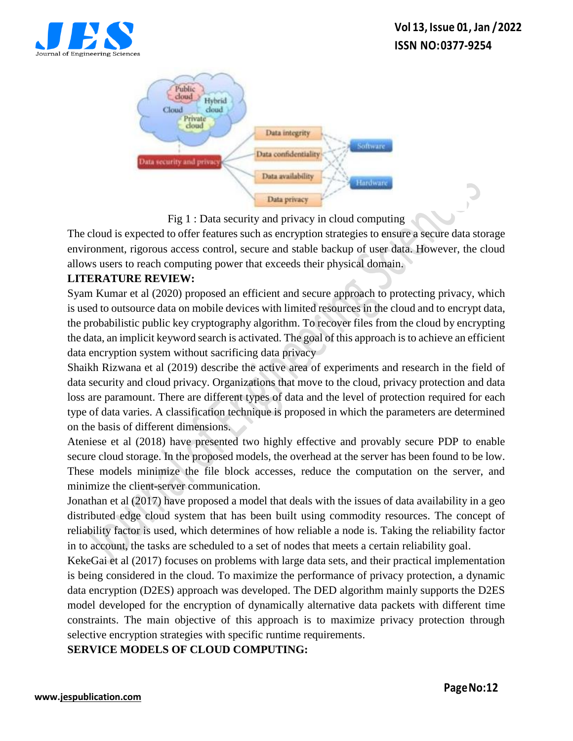Fig 1 : Data security and privacy in cloud computing

The cloud is expected to offer features such as encryption strategies to ensure a secure data storage environment, rigorous access control, secure and stable backup of user data. However, the cloud allows users to reach computing power that exceeds their physical domain.

**LITERATURE REVIEW:**

Syam Kumar et al (2020) proposed an efficient and secure approach to protecting privacy, which is used to outsource data on mobile devices with limited resources in the cloud and to encrypt data, the probabilistic public key cryptography algorithm. To recover files from the cloud by encrypting the data, an implicit keyword search is activated. The goal of this approach is to achieve an efficient data encryption system without sacrificing data privacy

Shaikh Rizwana et al (2019) describe the active area of experiments and research in the field of data security and cloud privacy. Organizations that move to the cloud, privacy protection and data loss are paramount. There are different types of data and the level of protection required for each type of data varies. A classification technique is proposed in which the parameters are determined on the basis of different dimensions.

Ateniese et al (2018) have presented two highly effective and provably secure PDP to enable secure cloud storage. In the proposed models, the overhead at the server has been found to be low. These models minimize the file block accesses, reduce the computation on the server, and minimize the client-server communication.

Jonathan et al (2017) have proposed a model that deals with the issues of data availability in a geo distributed edge cloud system that has been built using commodity resources. The concept of reliability factor is used, which determines of how reliable a node is. Taking the reliability factor in to account, the tasks are scheduled to a set of nodes that meets a certain reliability goal.

KekeGai et al (2017) focuses on problems with large data sets, and their practical implementation is being considered in the cloud. To maximize the performance of privacy protection, a dynamic data encryption (D2ES) approach was developed. The DED algorithm mainly supports the D2ES model developed for the encryption of dynamically alternative data packets with different time constraints. The main objective of this approach is to maximize privacy protection through selective encryption strategies with specific runtime requirements.

**SERVICE MODELS OF CLOUD COMPUTING:**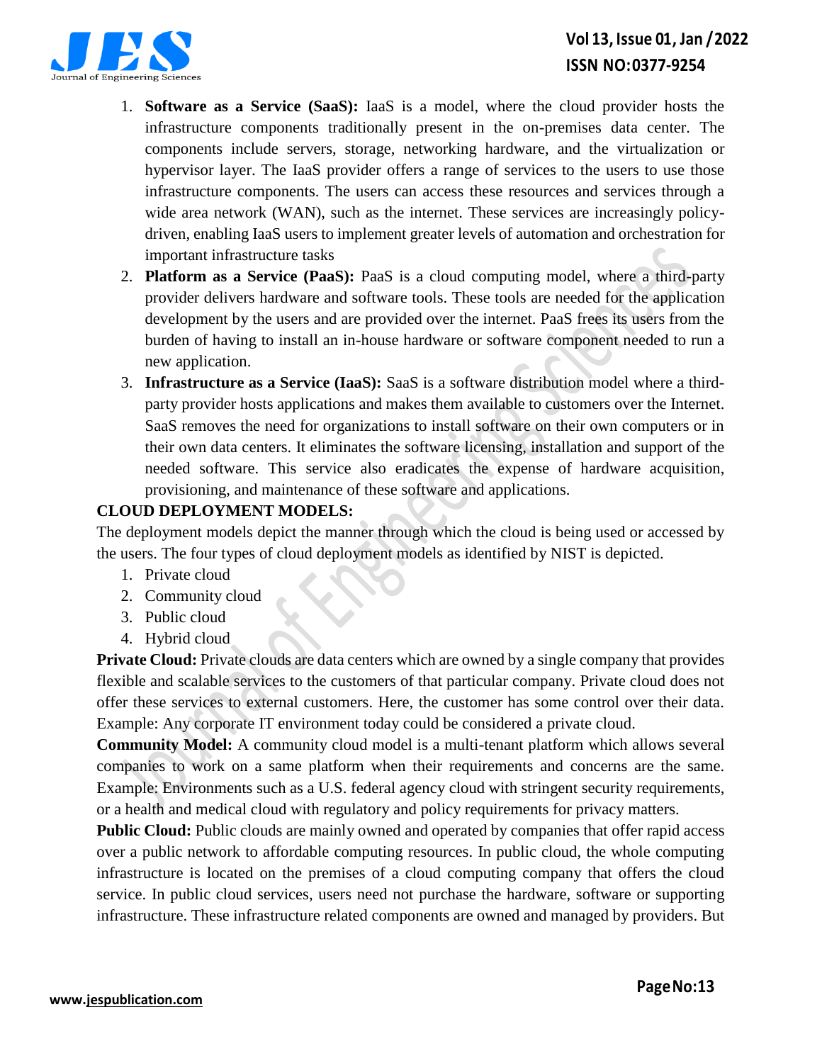1. **Software as a Service (SaaS):** IaaS is a model, where the cloud provider hosts the infrastructure components traditionally present in the on-premises data center. The components include servers, storage, networking hardware, and the virtualization or hypervisor layer. The IaaS provider offers a range of services to the users to use those infrastructure components. The users can access these resources and services through a wide area network (WAN), such as the internet. These services are increasingly policy-driven, enabling IaaS users to implement greater levels of automation and orchestration for important infrastructure tasks
2. **Platform as a Service (PaaS):** PaaS is a cloud computing model, where a third-party provider delivers hardware and software tools. These tools are needed for the application development by the users and are provided over the internet. PaaS frees its users from the burden of having to install an in-house hardware or software component needed to run a new application.
3. **Infrastructure as a Service (IaaS):** SaaS is a software distribution model where a third-party provider hosts applications and makes them available to customers over the Internet. SaaS removes the need for organizations to install software on their own computers or in their own data centers. It eliminates the software licensing, installation and support of the needed software. This service also eradicates the expense of hardware acquisition, provisioning, and maintenance of these software and applications.

**CLOUD DEPLOYMENT MODELS:**

The deployment models depict the manner through which the cloud is being used or accessed by the users. The four types of cloud deployment models as identified by NIST is depicted.

1. Private cloud
2. Community cloud
3. Public cloud
4. Hybrid cloud

**Private Cloud:** Private clouds are data centers which are owned by a single company that provides flexible and scalable services to the customers of that particular company. Private cloud does not offer these services to external customers. Here, the customer has some control over their data. Example: Any corporate IT environment today could be considered a private cloud.

**Community Model:** A community cloud model is a multi-tenant platform which allows several companies to work on a same platform when their requirements and concerns are the same. Example: Environments such as a U.S. federal agency cloud with stringent security requirements, or a health and medical cloud with regulatory and policy requirements for privacy matters.

**Public Cloud:** Public clouds are mainly owned and operated by companies that offer rapid access over a public network to affordable computing resources. In public cloud, the whole computing infrastructure is located on the premises of a cloud computing company that offers the cloud service. In public cloud services, users need not purchase the hardware, software or supporting infrastructure. These infrastructure related components are owned and managed by providers. But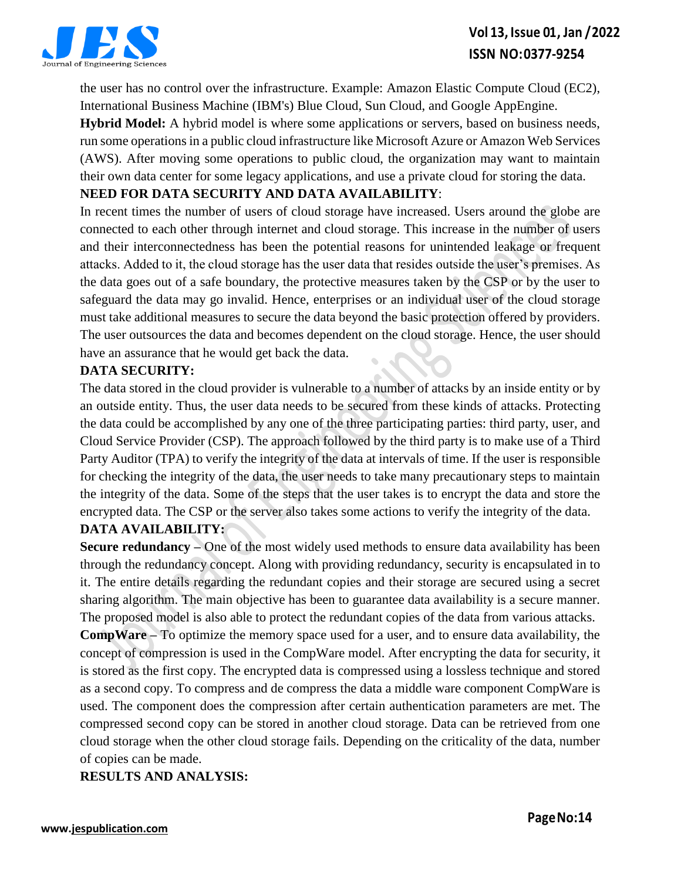the user has no control over the infrastructure. Example: Amazon Elastic Compute Cloud (EC2), International Business Machine (IBM's) Blue Cloud, Sun Cloud, and Google AppEngine.

**Hybrid Model:** A hybrid model is where some applications or servers, based on business needs, run some operations in a public cloud infrastructure like Microsoft Azure or Amazon Web Services (AWS). After moving some operations to public cloud, the organization may want to maintain their own data center for some legacy applications, and use a private cloud for storing the data.

**NEED FOR DATA SECURITY AND DATA AVAILABILITY**:

In recent times the number of users of cloud storage have increased. Users around the globe are connected to each other through internet and cloud storage. This increase in the number of users and their interconnectedness has been the potential reasons for unintended leakage or frequent attacks. Added to it, the cloud storage has the user data that resides outside the user's premises. As the data goes out of a safe boundary, the protective measures taken by the CSP or by the user to safeguard the data may go invalid. Hence, enterprises or an individual user of the cloud storage must take additional measures to secure the data beyond the basic protection offered by providers. The user outsources the data and becomes dependent on the cloud storage. Hence, the user should have an assurance that he would get back the data.

**DATA SECURITY:**

The data stored in the cloud provider is vulnerable to a number of attacks by an inside entity or by an outside entity. Thus, the user data needs to be secured from these kinds of attacks. Protecting the data could be accomplished by any one of the three participating parties: third party, user, and Cloud Service Provider (CSP). The approach followed by the third party is to make use of a Third Party Auditor (TPA) to verify the integrity of the data at intervals of time. If the user is responsible for checking the integrity of the data, the user needs to take many precautionary steps to maintain the integrity of the data. Some of the steps that the user takes is to encrypt the data and store the encrypted data. The CSP or the server also takes some actions to verify the integrity of the data.

**DATA AVAILABILITY:**

**Secure redundancy –** One of the most widely used methods to ensure data availability has been through the redundancy concept. Along with providing redundancy, security is encapsulated in to it. The entire details regarding the redundant copies and their storage are secured using a secret sharing algorithm. The main objective has been to guarantee data availability is a secure manner. The proposed model is also able to protect the redundant copies of the data from various attacks.

**CompWare –** To optimize the memory space used for a user, and to ensure data availability, the concept of compression is used in the CompWare model. After encrypting the data for security, it is stored as the first copy. The encrypted data is compressed using a lossless technique and stored as a second copy. To compress and de compress the data a middle ware component CompWare is used. The component does the compression after certain authentication parameters are met. The compressed second copy can be stored in another cloud storage. Data can be retrieved from one cloud storage when the other cloud storage fails. Depending on the criticality of the data, number of copies can be made.

**RESULTS AND ANALYSIS:**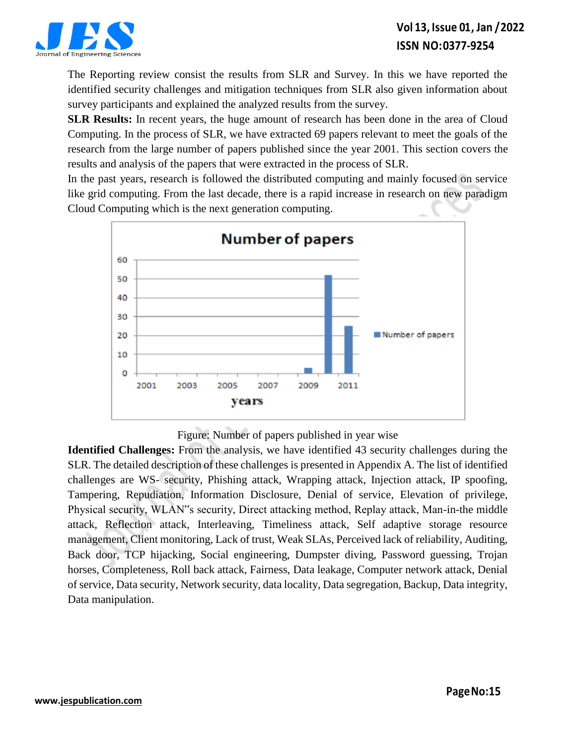The Reporting review consist the results from SLR and Survey. In this we have reported the identified security challenges and mitigation techniques from SLR also given information about survey participants and explained the analyzed results from the survey.

**SLR Results:** In recent years, the huge amount of research has been done in the area of Cloud Computing. In the process of SLR, we have extracted 69 papers relevant to meet the goals of the research from the large number of papers published since the year 2001. This section covers the results and analysis of the papers that were extracted in the process of SLR.

In the past years, research is followed the distributed computing and mainly focused on service like grid computing. From the last decade, there is a rapid increase in research on new paradigm Cloud Computing which is the next generation computing.

Figure: Number of papers published in year wise

**Identified Challenges:** From the analysis, we have identified 43 security challenges during the SLR. The detailed description of these challenges is presented in Appendix A. The list of identified challenges are WS- security, Phishing attack, Wrapping attack, Injection attack, IP spoofing, Tampering, Repudiation, Information Disclosure, Denial of service, Elevation of privilege, Physical security, WLAN‟s security, Direct attacking method, Replay attack, Man-in-the middle attack, Reflection attack, Interleaving, Timeliness attack, Self adaptive storage resource management, Client monitoring, Lack of trust, Weak SLAs, Perceived lack of reliability, Auditing, Back door, TCP hijacking, Social engineering, Dumpster diving, Password guessing, Trojan horses, Completeness, Roll back attack, Fairness, Data leakage, Computer network attack, Denial of service, Data security, Network security, data locality, Data segregation, Backup, Data integrity, Data manipulation.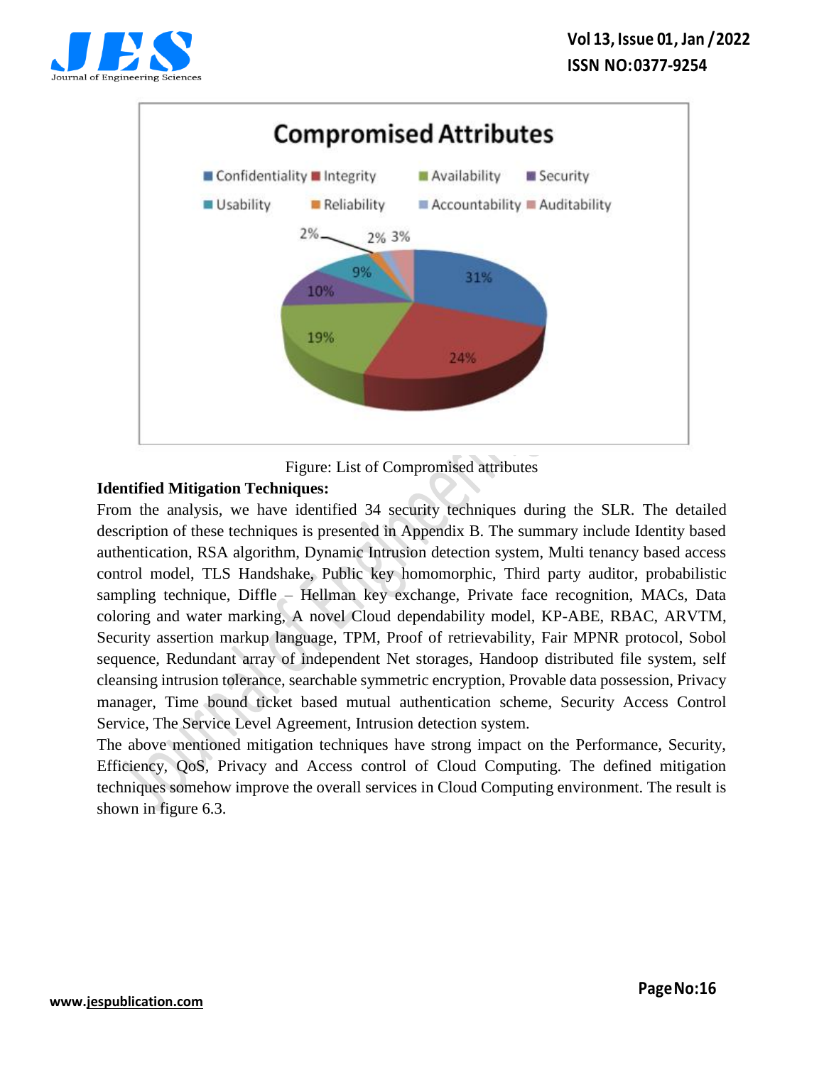Figure: List of Compromised attributes

**Identified Mitigation Techniques:**

From the analysis, we have identified 34 security techniques during the SLR. The detailed description of these techniques is presented in Appendix B. The summary include Identity based authentication, RSA algorithm, Dynamic Intrusion detection system, Multi tenancy based access control model, TLS Handshake, Public key homomorphic, Third party auditor, probabilistic sampling technique, Diffle – Hellman key exchange, Private face recognition, MACs, Data coloring and water marking, A novel Cloud dependability model, KP-ABE, RBAC, ARVTM, Security assertion markup language, TPM, Proof of retrievability, Fair MPNR protocol, Sobol sequence, Redundant array of independent Net storages, Handoop distributed file system, self cleansing intrusion tolerance, searchable symmetric encryption, Provable data possession, Privacy manager, Time bound ticket based mutual authentication scheme, Security Access Control Service, The Service Level Agreement, Intrusion detection system.

The above mentioned mitigation techniques have strong impact on the Performance, Security, Efficiency, QoS, Privacy and Access control of Cloud Computing. The defined mitigation techniques somehow improve the overall services in Cloud Computing environment. The result is shown in figure 6.3.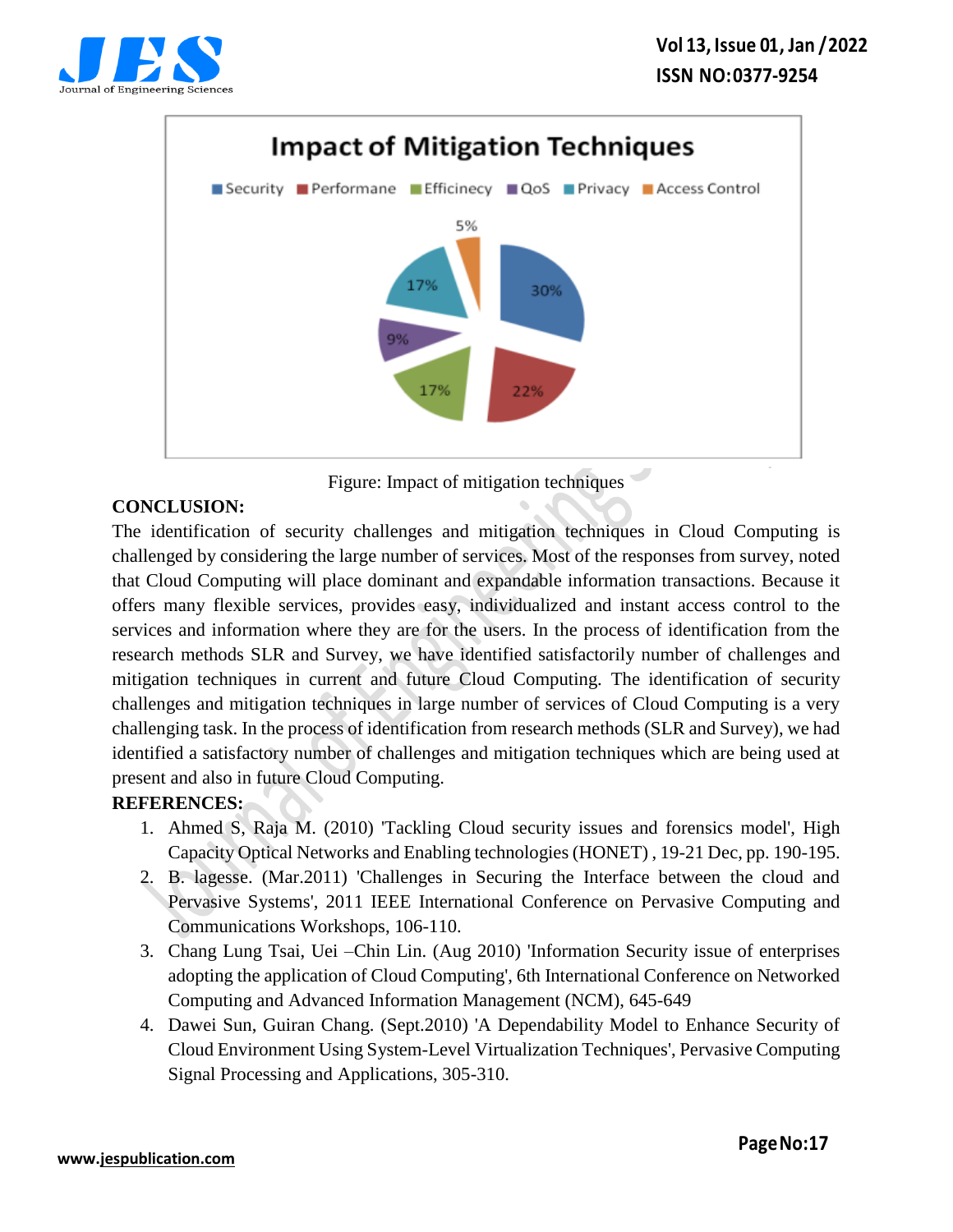Figure: Impact of mitigation techniques

**CONCLUSION:**

The identification of security challenges and mitigation techniques in Cloud Computing is challenged by considering the large number of services. Most of the responses from survey, noted that Cloud Computing will place dominant and expandable information transactions. Because it offers many flexible services, provides easy, individualized and instant access control to the services and information where they are for the users. In the process of identification from the research methods SLR and Survey, we have identified satisfactorily number of challenges and mitigation techniques in current and future Cloud Computing. The identification of security challenges and mitigation techniques in large number of services of Cloud Computing is a very challenging task. In the process of identification from research methods (SLR and Survey), we had identified a satisfactory number of challenges and mitigation techniques which are being used at present and also in future Cloud Computing.

**REFERENCES:**

1. Ahmed S, Raja M. (2010) 'Tackling Cloud security issues and forensics model', High Capacity Optical Networks and Enabling technologies (HONET) , 19-21 Dec, pp. 190-195.
2. B. lagesse. (Mar.2011) 'Challenges in Securing the Interface between the cloud and Pervasive Systems', 2011 IEEE International Conference on Pervasive Computing and Communications Workshops, 106-110.
3. Chang Lung Tsai, Uei –Chin Lin. (Aug 2010) 'Information Security issue of enterprises adopting the application of Cloud Computing', 6th International Conference on Networked Computing and Advanced Information Management (NCM), 645-649
4. Dawei Sun, Guiran Chang. (Sept.2010) 'A Dependability Model to Enhance Security of Cloud Environment Using System-Level Virtualization Techniques', Pervasive Computing Signal Processing and Applications, 305-310.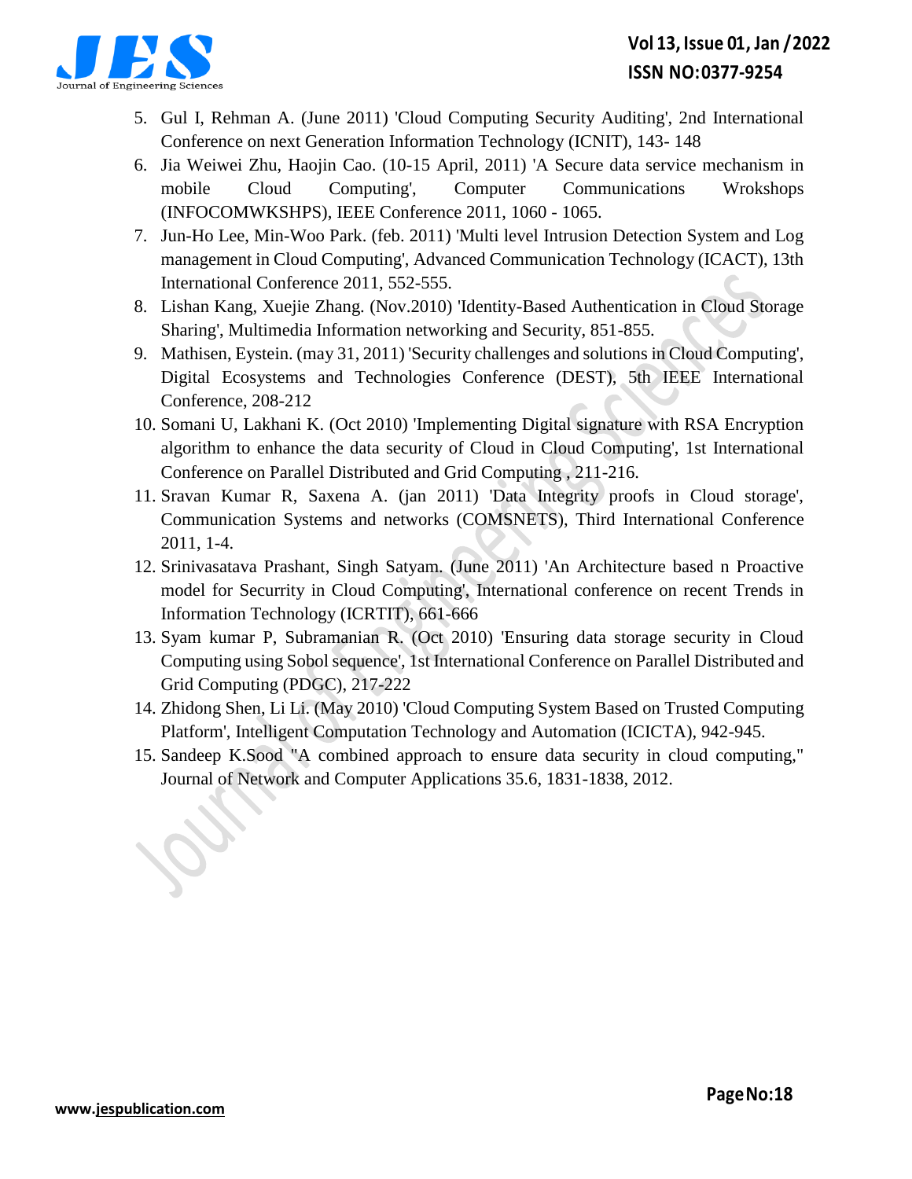5. Gul I, Rehman A. (June 2011) 'Cloud Computing Security Auditing', 2nd International Conference on next Generation Information Technology (ICNIT), 143- 148
6. Jia Weiwei Zhu, Haojin Cao. (10-15 April, 2011) 'A Secure data service mechanism in mobile Cloud Computing', Computer Communications Wrokshops (INFOCOMWKSHPS), IEEE Conference 2011, 1060 - 1065.
7. Jun-Ho Lee, Min-Woo Park. (feb. 2011) 'Multi level Intrusion Detection System and Log management in Cloud Computing', Advanced Communication Technology (ICACT), 13th International Conference 2011, 552-555.
8. Lishan Kang, Xuejie Zhang. (Nov.2010) 'Identity-Based Authentication in Cloud Storage Sharing', Multimedia Information networking and Security, 851-855.
9. Mathisen, Eystein. (may 31, 2011) 'Security challenges and solutions in Cloud Computing', Digital Ecosystems and Technologies Conference (DEST), 5th IEEE International Conference, 208-212
10. Somani U, Lakhani K. (Oct 2010) 'Implementing Digital signature with RSA Encryption algorithm to enhance the data security of Cloud in Cloud Computing', 1st International Conference on Parallel Distributed and Grid Computing , 211-216.
11. Sravan Kumar R, Saxena A. (jan 2011) 'Data Integrity proofs in Cloud storage', Communication Systems and networks (COMSNETS), Third International Conference 2011, 1-4.
12. Srinivasatava Prashant, Singh Satyam. (June 2011) 'An Architecture based n Proactive model for Securrity in Cloud Computing', International conference on recent Trends in Information Technology (ICRTIT), 661-666
13. Syam kumar P, Subramanian R. (Oct 2010) 'Ensuring data storage security in Cloud Computing using Sobol sequence', 1st International Conference on Parallel Distributed and Grid Computing (PDGC), 217-222
14. Zhidong Shen, Li Li. (May 2010) 'Cloud Computing System Based on Trusted Computing Platform', Intelligent Computation Technology and Automation (ICICTA), 942-945.
15. Sandeep K.Sood "A combined approach to ensure data security in cloud computing," Journal of Network and Computer Applications 35.6, 1831-1838, 2012.